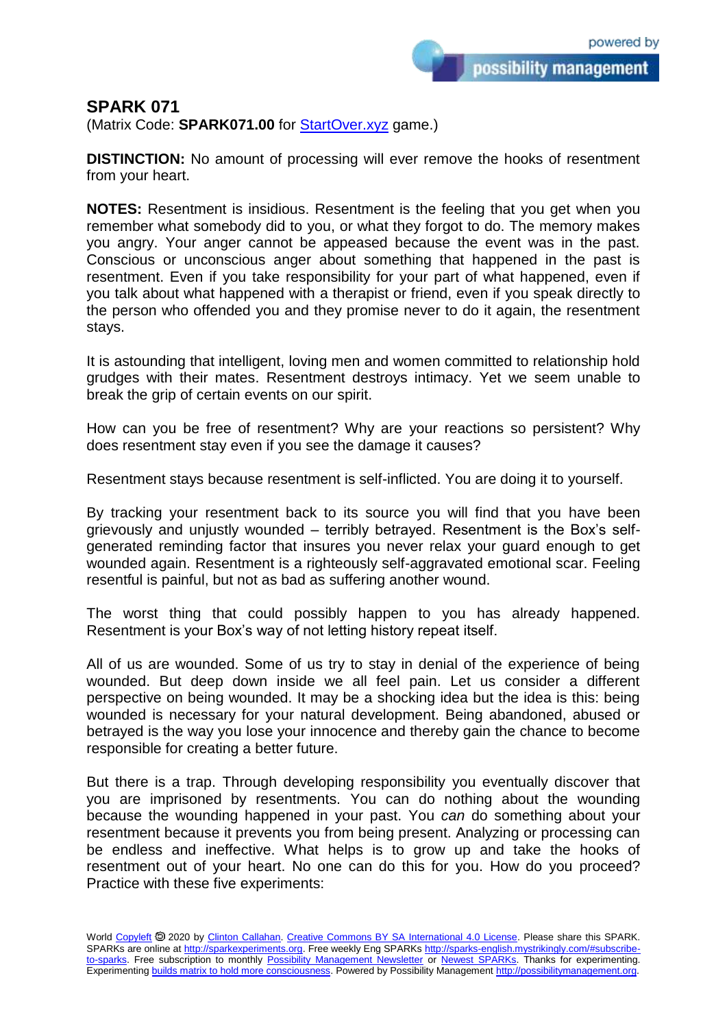# SPARK 071

(Matrix Code: **SPARK071.00** for StartOver.xyz game.)

**DISTINCTION:** No amount of processing will ever remove the hooks of resentment from your heart.

**NOTES:** Resentment is insidious. Resentment is the feeling that you get when you remember what somebody did to you, or what they forgot to do. The memory makes you angry. Your anger cannot be appeased because the event was in the past. Conscious or unconscious anger about something that happened in the past is resentment. Even if you take responsibility for your part of what happened, even if you talk about what happened with a therapist or friend, even if you speak directly to the person who offended you and they promise never to do it again, the resentment stays.

It is astounding that intelligent, loving men and women committed to relationship hold grudges with their mates. Resentment destroys intimacy. Yet we seem unable to break the grip of certain events on our spirit.

How can you be free of resentment? Why are your reactions so persistent? Why does resentment stay even if you see the damage it causes?

Resentment stays because resentment is self-inflicted. You are doing it to yourself.

By tracking your resentment back to its source you will find that you have been grievously and unjustly wounded – terribly betrayed. Resentment is the Box's self-generated reminding factor that insures you never relax your guard enough to get wounded again. Resentment is a righteously self-aggravated emotional scar. Feeling resentful is painful, but not as bad as suffering another wound.

The worst thing that could possibly happen to you has already happened. Resentment is your Box's way of not letting history repeat itself.

All of us are wounded. Some of us try to stay in denial of the experience of being wounded. But deep down inside we all feel pain. Let us consider a different perspective on being wounded. It may be a shocking idea but the idea is this: being wounded is necessary for your natural development. Being abandoned, abused or betrayed is the way you lose your innocence and thereby gain the chance to become responsible for creating a better future.

But there is a trap. Through developing responsibility you eventually discover that you are imprisoned by resentments. You can do nothing about the wounding because the wounding happened in your past. You *can* do something about your resentment because it prevents you from being present. Analyzing or processing can be endless and ineffective. What helps is to grow up and take the hooks of resentment out of your heart. No one can do this for you. How do you proceed? Practice with these five experiments:

World Copyleft 🄯 2020 by Clinton Callahan. Creative Commons BY SA International 4.0 License. Please share this SPARK. SPARKs are online at http://sparkexperiments.org. Free weekly Eng SPARKs http://sparks-english.mystrikingly.com/#subscribe-to-sparks. Free subscription to monthly Possibility Management Newsletter or Newest SPARKs. Thanks for experimenting. Experimenting builds matrix to hold more consciousness. Powered by Possibility Management http://possibilitymanagement.org.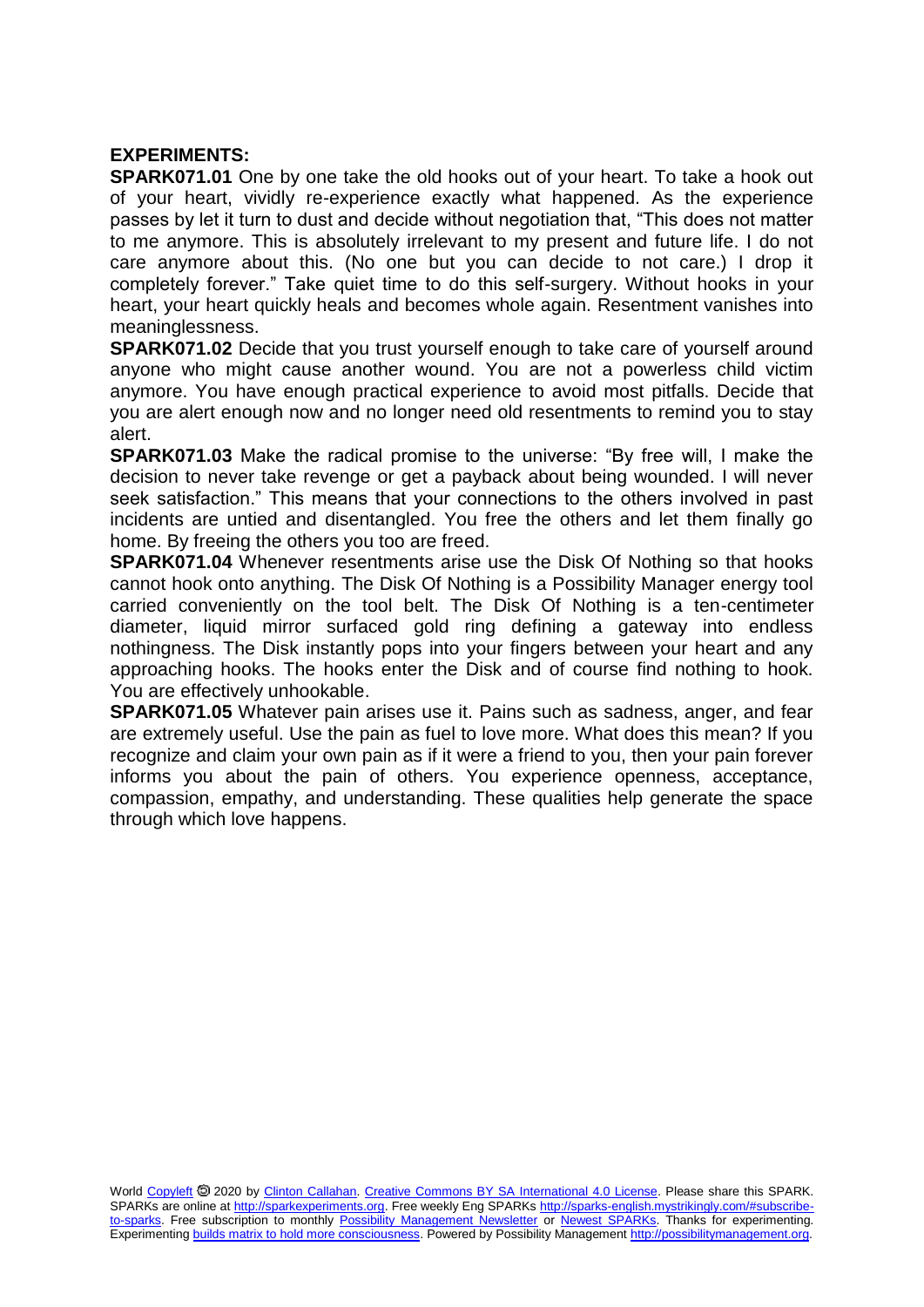**EXPERIMENTS:**

**SPARK071.01** One by one take the old hooks out of your heart. To take a hook out of your heart, vividly re-experience exactly what happened. As the experience passes by let it turn to dust and decide without negotiation that, "This does not matter to me anymore. This is absolutely irrelevant to my present and future life. I do not care anymore about this. (No one but you can decide to not care.) I drop it completely forever." Take quiet time to do this self-surgery. Without hooks in your heart, your heart quickly heals and becomes whole again. Resentment vanishes into meaninglessness.

**SPARK071.02** Decide that you trust yourself enough to take care of yourself around anyone who might cause another wound. You are not a powerless child victim anymore. You have enough practical experience to avoid most pitfalls. Decide that you are alert enough now and no longer need old resentments to remind you to stay alert.

**SPARK071.03** Make the radical promise to the universe: "By free will, I make the decision to never take revenge or get a payback about being wounded. I will never seek satisfaction." This means that your connections to the others involved in past incidents are untied and disentangled. You free the others and let them finally go home. By freeing the others you too are freed.

**SPARK071.04** Whenever resentments arise use the Disk Of Nothing so that hooks cannot hook onto anything. The Disk Of Nothing is a Possibility Manager energy tool carried conveniently on the tool belt. The Disk Of Nothing is a ten-centimeter diameter, liquid mirror surfaced gold ring defining a gateway into endless nothingness. The Disk instantly pops into your fingers between your heart and any approaching hooks. The hooks enter the Disk and of course find nothing to hook. You are effectively unhookable.

**SPARK071.05** Whatever pain arises use it. Pains such as sadness, anger, and fear are extremely useful. Use the pain as fuel to love more. What does this mean? If you recognize and claim your own pain as if it were a friend to you, then your pain forever informs you about the pain of others. You experience openness, acceptance, compassion, empathy, and understanding. These qualities help generate the space through which love happens.